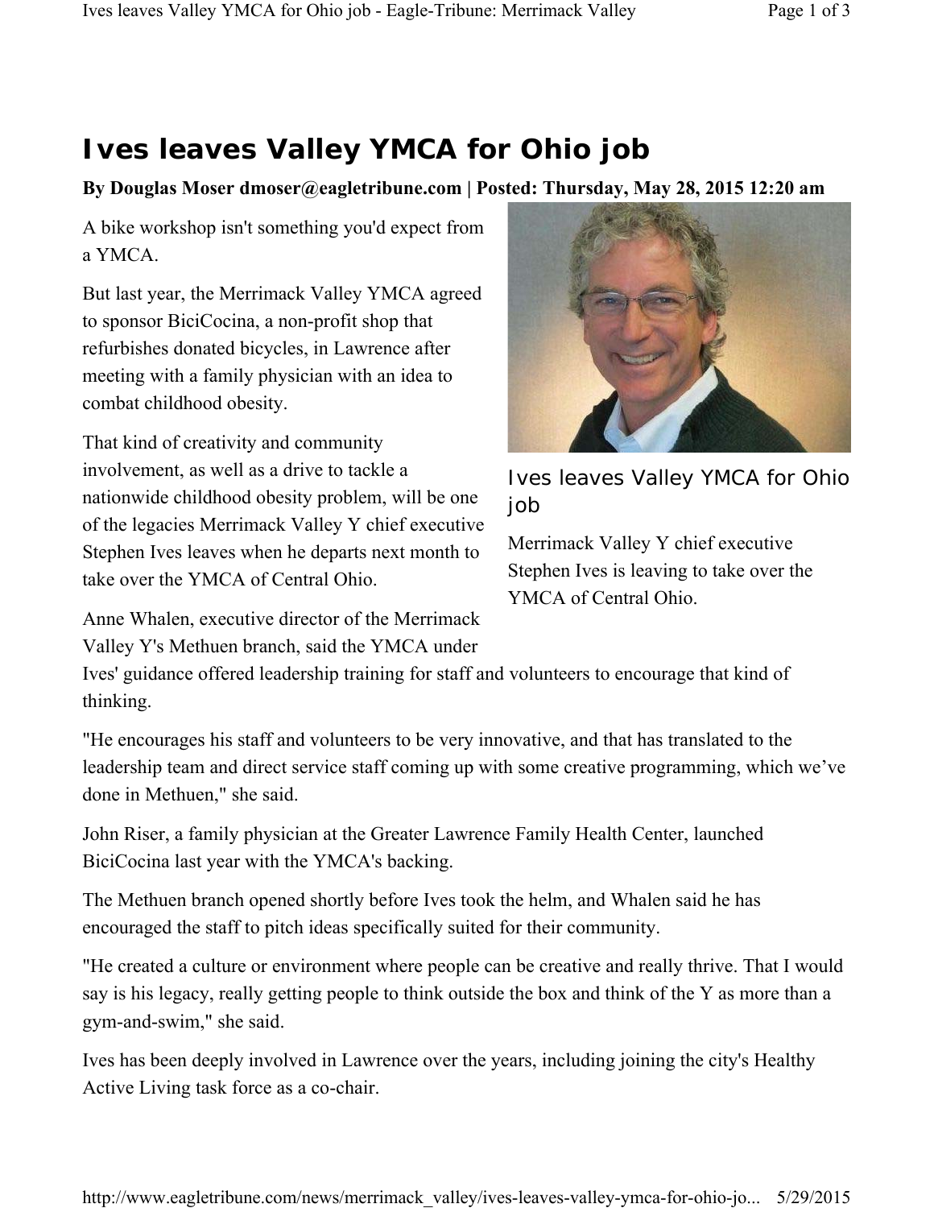# Ives leaves Valley YMCA for Ohio job

**By Douglas Moser dmoser@eagletribune.com | Posted: Thursday, May 28, 2015 12:20 am**

A bike workshop isn't something you'd expect from a YMCA.

But last year, the Merrimack Valley YMCA agreed to sponsor BiciCocina, a non-profit shop that refurbishes donated bicycles, in Lawrence after meeting with a family physician with an idea to combat childhood obesity.

That kind of creativity and community involvement, as well as a drive to tackle a nationwide childhood obesity problem, will be one of the legacies Merrimack Valley Y chief executive Stephen Ives leaves when he departs next month to take over the YMCA of Central Ohio.

Ives leaves Valley YMCA for Ohio job

Merrimack Valley Y chief executive Stephen Ives is leaving to take over the YMCA of Central Ohio.

Anne Whalen, executive director of the Merrimack Valley Y's Methuen branch, said the YMCA under Ives' guidance offered leadership training for staff and volunteers to encourage that kind of thinking.

"He encourages his staff and volunteers to be very innovative, and that has translated to the leadership team and direct service staff coming up with some creative programming, which we've done in Methuen," she said.

John Riser, a family physician at the Greater Lawrence Family Health Center, launched BiciCocina last year with the YMCA's backing.

The Methuen branch opened shortly before Ives took the helm, and Whalen said he has encouraged the staff to pitch ideas specifically suited for their community.

"He created a culture or environment where people can be creative and really thrive. That I would say is his legacy, really getting people to think outside the box and think of the Y as more than a gym-and-swim," she said.

Ives has been deeply involved in Lawrence over the years, including joining the city's Healthy Active Living task force as a co-chair.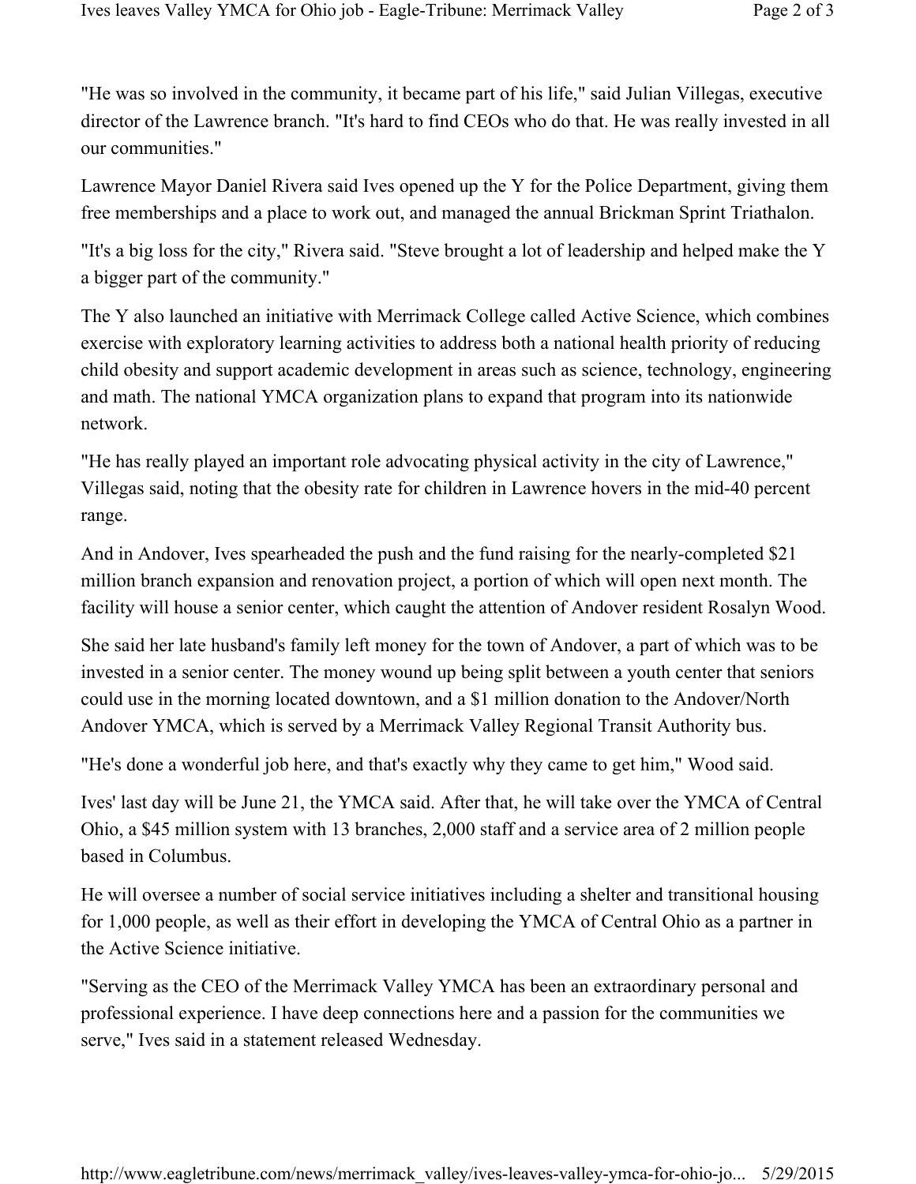"He was so involved in the community, it became part of his life," said Julian Villegas, executive director of the Lawrence branch. "It's hard to find CEOs who do that. He was really invested in all our communities."

Lawrence Mayor Daniel Rivera said Ives opened up the Y for the Police Department, giving them free memberships and a place to work out, and managed the annual Brickman Sprint Triathalon.

"It's a big loss for the city," Rivera said. "Steve brought a lot of leadership and helped make the Y a bigger part of the community."

The Y also launched an initiative with Merrimack College called Active Science, which combines exercise with exploratory learning activities to address both a national health priority of reducing child obesity and support academic development in areas such as science, technology, engineering and math. The national YMCA organization plans to expand that program into its nationwide network.

"He has really played an important role advocating physical activity in the city of Lawrence," Villegas said, noting that the obesity rate for children in Lawrence hovers in the mid-40 percent range.

And in Andover, Ives spearheaded the push and the fund raising for the nearly-completed $21 million branch expansion and renovation project, a portion of which will open next month. The facility will house a senior center, which caught the attention of Andover resident Rosalyn Wood.

She said her late husband's family left money for the town of Andover, a part of which was to be invested in a senior center. The money wound up being split between a youth center that seniors could use in the morning located downtown, and a $1 million donation to the Andover/North Andover YMCA, which is served by a Merrimack Valley Regional Transit Authority bus.

"He's done a wonderful job here, and that's exactly why they came to get him," Wood said.

Ives' last day will be June 21, the YMCA said. After that, he will take over the YMCA of Central Ohio, a $45 million system with 13 branches, 2,000 staff and a service area of 2 million people based in Columbus.

He will oversee a number of social service initiatives including a shelter and transitional housing for 1,000 people, as well as their effort in developing the YMCA of Central Ohio as a partner in the Active Science initiative.

"Serving as the CEO of the Merrimack Valley YMCA has been an extraordinary personal and professional experience. I have deep connections here and a passion for the communities we serve," Ives said in a statement released Wednesday.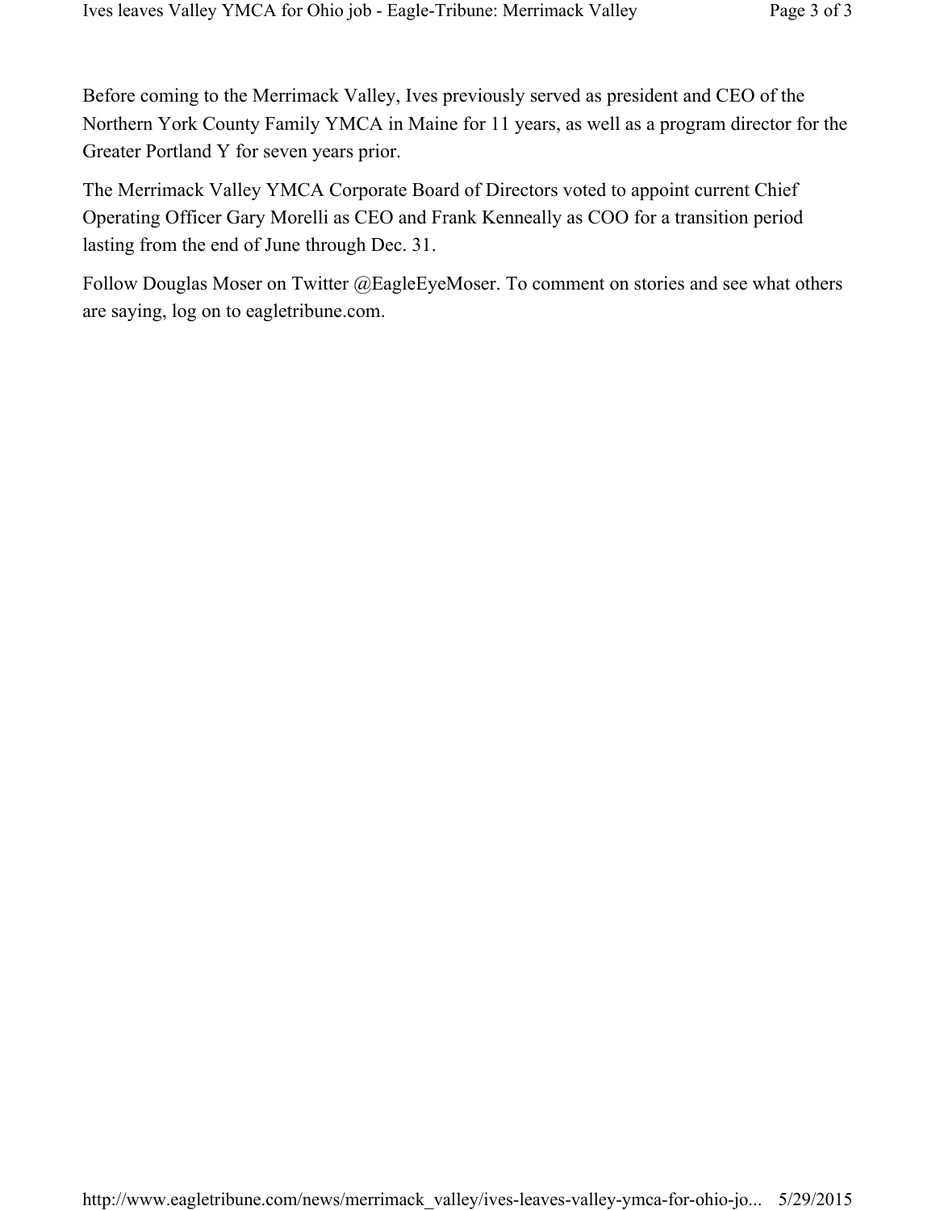Before coming to the Merrimack Valley, Ives previously served as president and CEO of the Northern York County Family YMCA in Maine for 11 years, as well as a program director for the Greater Portland Y for seven years prior.

The Merrimack Valley YMCA Corporate Board of Directors voted to appoint current Chief Operating Officer Gary Morelli as CEO and Frank Kenneally as COO for a transition period lasting from the end of June through Dec. 31.

Follow Douglas Moser on Twitter @EagleEyeMoser. To comment on stories and see what others are saying, log on to eagletribune.com.